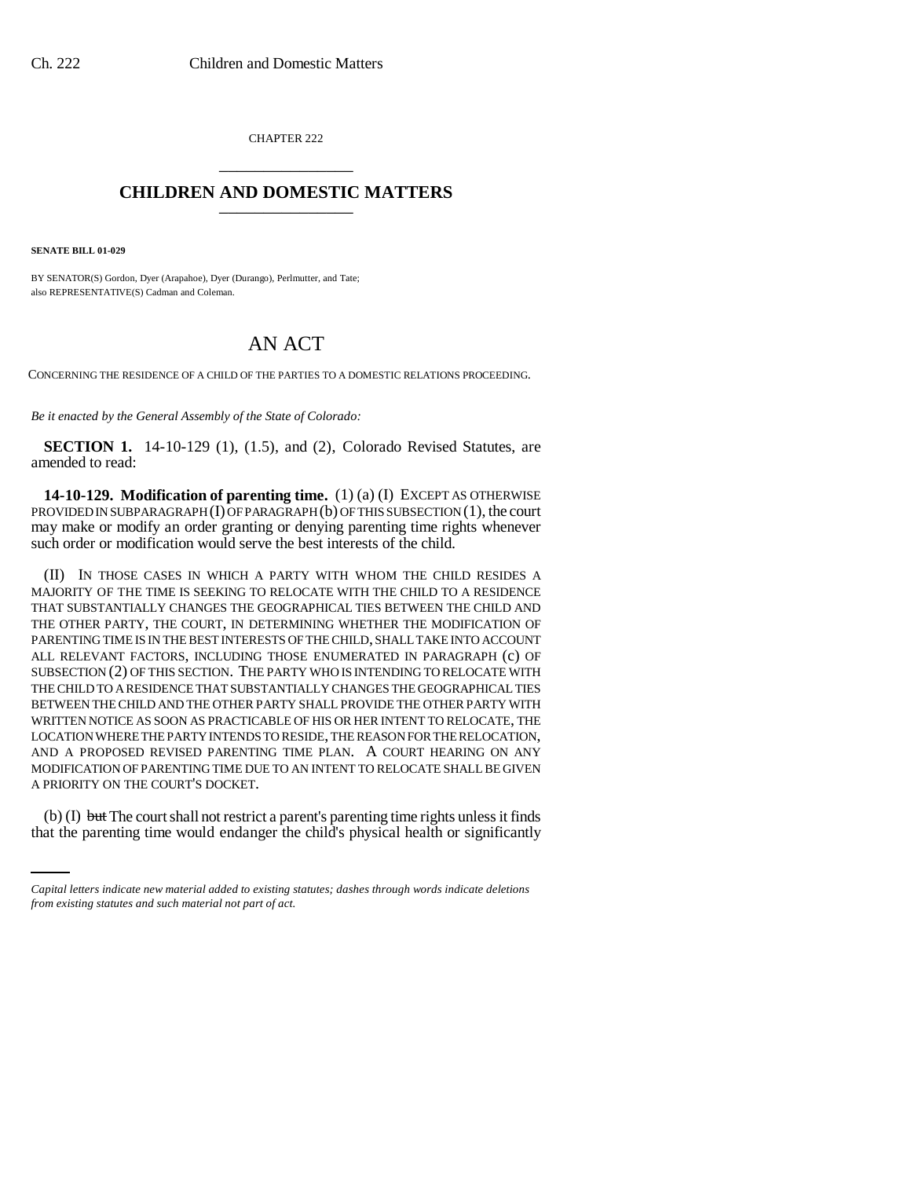CHAPTER 222

# CHILDREN AND DOMESTIC MATTERS

**SENATE BILL 01-029**

BY SENATOR(S) Gordon, Dyer (Arapahoe), Dyer (Durango), Perlmutter, and Tate;
also REPRESENTATIVE(S) Cadman and Coleman.

# AN ACT

CONCERNING THE RESIDENCE OF A CHILD OF THE PARTIES TO A DOMESTIC RELATIONS PROCEEDING.

*Be it enacted by the General Assembly of the State of Colorado:*

**SECTION 1.** 14-10-129 (1), (1.5), and (2), Colorado Revised Statutes, are amended to read:

**14-10-129. Modification of parenting time.** (1) (a) (I) EXCEPT AS OTHERWISE PROVIDED IN SUBPARAGRAPH (I) OF PARAGRAPH (b) OF THIS SUBSECTION (1), the court may make or modify an order granting or denying parenting time rights whenever such order or modification would serve the best interests of the child.

(II) IN THOSE CASES IN WHICH A PARTY WITH WHOM THE CHILD RESIDES A MAJORITY OF THE TIME IS SEEKING TO RELOCATE WITH THE CHILD TO A RESIDENCE THAT SUBSTANTIALLY CHANGES THE GEOGRAPHICAL TIES BETWEEN THE CHILD AND THE OTHER PARTY, THE COURT, IN DETERMINING WHETHER THE MODIFICATION OF PARENTING TIME IS IN THE BEST INTERESTS OF THE CHILD, SHALL TAKE INTO ACCOUNT ALL RELEVANT FACTORS, INCLUDING THOSE ENUMERATED IN PARAGRAPH (c) OF SUBSECTION (2) OF THIS SECTION. THE PARTY WHO IS INTENDING TO RELOCATE WITH THE CHILD TO A RESIDENCE THAT SUBSTANTIALLY CHANGES THE GEOGRAPHICAL TIES BETWEEN THE CHILD AND THE OTHER PARTY SHALL PROVIDE THE OTHER PARTY WITH WRITTEN NOTICE AS SOON AS PRACTICABLE OF HIS OR HER INTENT TO RELOCATE, THE LOCATION WHERE THE PARTY INTENDS TO RESIDE, THE REASON FOR THE RELOCATION, AND A PROPOSED REVISED PARENTING TIME PLAN. A COURT HEARING ON ANY MODIFICATION OF PARENTING TIME DUE TO AN INTENT TO RELOCATE SHALL BE GIVEN A PRIORITY ON THE COURT'S DOCKET.

(b) (I) ~~but~~ The court shall not restrict a parent's parenting time rights unless it finds that the parenting time would endanger the child's physical health or significantly

*Capital letters indicate new material added to existing statutes; dashes through words indicate deletions from existing statutes and such material not part of act.*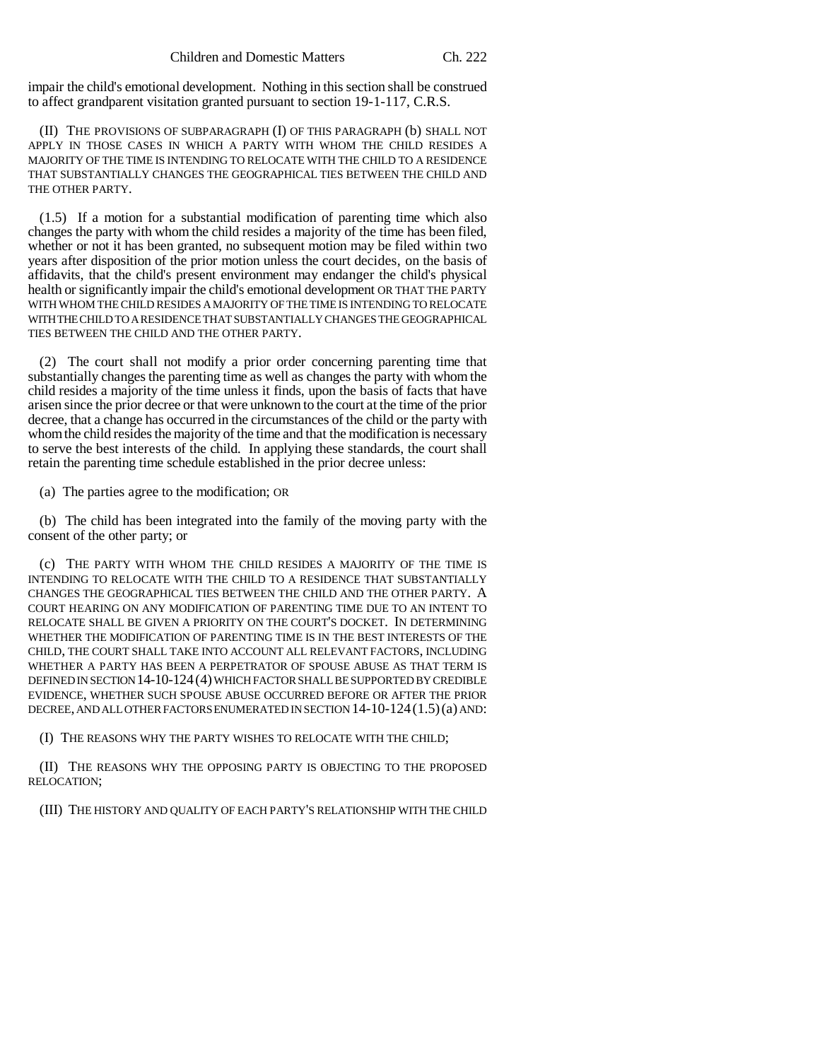impair the child's emotional development. Nothing in this section shall be construed to affect grandparent visitation granted pursuant to section 19-1-117, C.R.S.

(II) THE PROVISIONS OF SUBPARAGRAPH (I) OF THIS PARAGRAPH (b) SHALL NOT APPLY IN THOSE CASES IN WHICH A PARTY WITH WHOM THE CHILD RESIDES A MAJORITY OF THE TIME IS INTENDING TO RELOCATE WITH THE CHILD TO A RESIDENCE THAT SUBSTANTIALLY CHANGES THE GEOGRAPHICAL TIES BETWEEN THE CHILD AND THE OTHER PARTY.

(1.5) If a motion for a substantial modification of parenting time which also changes the party with whom the child resides a majority of the time has been filed, whether or not it has been granted, no subsequent motion may be filed within two years after disposition of the prior motion unless the court decides, on the basis of affidavits, that the child's present environment may endanger the child's physical health or significantly impair the child's emotional development OR THAT THE PARTY WITH WHOM THE CHILD RESIDES A MAJORITY OF THE TIME IS INTENDING TO RELOCATE WITH THE CHILD TO A RESIDENCE THAT SUBSTANTIALLY CHANGES THE GEOGRAPHICAL TIES BETWEEN THE CHILD AND THE OTHER PARTY.

(2) The court shall not modify a prior order concerning parenting time that substantially changes the parenting time as well as changes the party with whom the child resides a majority of the time unless it finds, upon the basis of facts that have arisen since the prior decree or that were unknown to the court at the time of the prior decree, that a change has occurred in the circumstances of the child or the party with whom the child resides the majority of the time and that the modification is necessary to serve the best interests of the child. In applying these standards, the court shall retain the parenting time schedule established in the prior decree unless:

(a) The parties agree to the modification; OR

(b) The child has been integrated into the family of the moving party with the consent of the other party; or

(c) THE PARTY WITH WHOM THE CHILD RESIDES A MAJORITY OF THE TIME IS INTENDING TO RELOCATE WITH THE CHILD TO A RESIDENCE THAT SUBSTANTIALLY CHANGES THE GEOGRAPHICAL TIES BETWEEN THE CHILD AND THE OTHER PARTY. A COURT HEARING ON ANY MODIFICATION OF PARENTING TIME DUE TO AN INTENT TO RELOCATE SHALL BE GIVEN A PRIORITY ON THE COURT'S DOCKET. IN DETERMINING WHETHER THE MODIFICATION OF PARENTING TIME IS IN THE BEST INTERESTS OF THE CHILD, THE COURT SHALL TAKE INTO ACCOUNT ALL RELEVANT FACTORS, INCLUDING WHETHER A PARTY HAS BEEN A PERPETRATOR OF SPOUSE ABUSE AS THAT TERM IS DEFINED IN SECTION 14-10-124 (4) WHICH FACTOR SHALL BE SUPPORTED BY CREDIBLE EVIDENCE, WHETHER SUCH SPOUSE ABUSE OCCURRED BEFORE OR AFTER THE PRIOR DECREE, AND ALL OTHER FACTORS ENUMERATED IN SECTION 14-10-124 (1.5) (a) AND:

(I) THE REASONS WHY THE PARTY WISHES TO RELOCATE WITH THE CHILD;

(II) THE REASONS WHY THE OPPOSING PARTY IS OBJECTING TO THE PROPOSED RELOCATION;

(III) THE HISTORY AND QUALITY OF EACH PARTY'S RELATIONSHIP WITH THE CHILD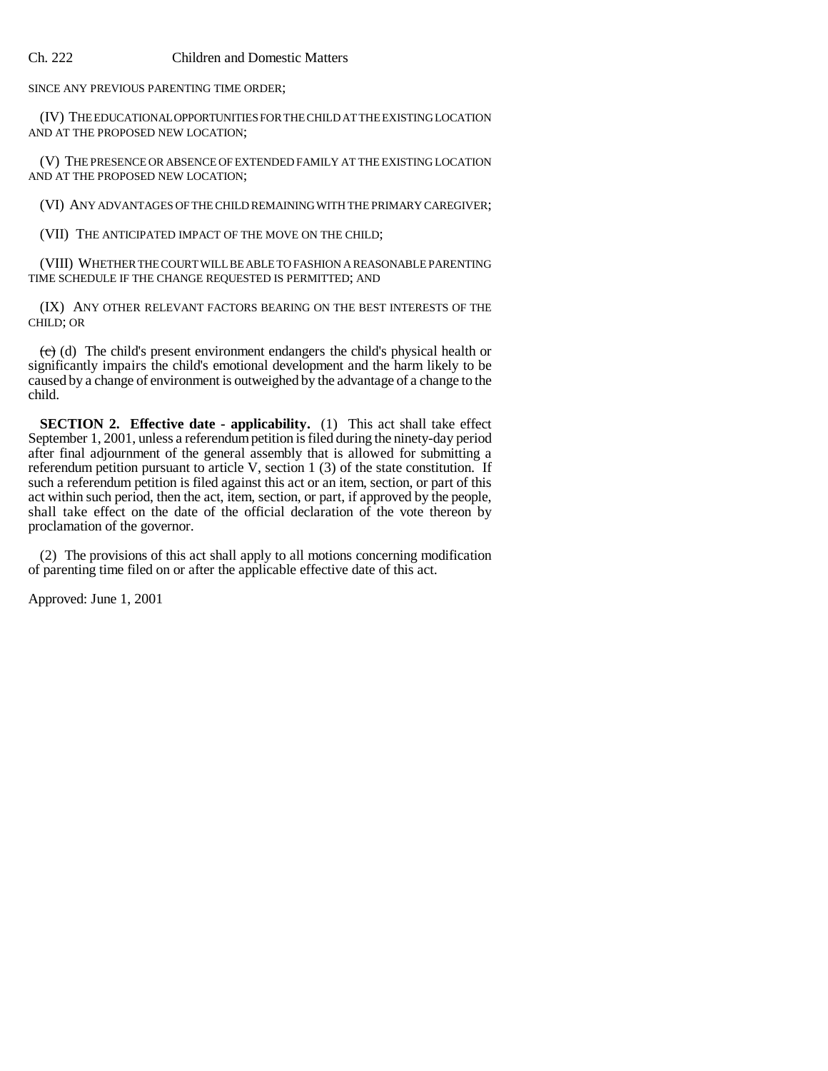SINCE ANY PREVIOUS PARENTING TIME ORDER;

(IV) THE EDUCATIONAL OPPORTUNITIES FOR THE CHILD AT THE EXISTING LOCATION AND AT THE PROPOSED NEW LOCATION;

(V) THE PRESENCE OR ABSENCE OF EXTENDED FAMILY AT THE EXISTING LOCATION AND AT THE PROPOSED NEW LOCATION;

(VI) ANY ADVANTAGES OF THE CHILD REMAINING WITH THE PRIMARY CAREGIVER;

(VII) THE ANTICIPATED IMPACT OF THE MOVE ON THE CHILD;

(VIII) WHETHER THE COURT WILL BE ABLE TO FASHION A REASONABLE PARENTING TIME SCHEDULE IF THE CHANGE REQUESTED IS PERMITTED; AND

(IX) ANY OTHER RELEVANT FACTORS BEARING ON THE BEST INTERESTS OF THE CHILD; OR

~~(c)~~ (d) The child's present environment endangers the child's physical health or significantly impairs the child's emotional development and the harm likely to be caused by a change of environment is outweighed by the advantage of a change to the child.

**SECTION 2. Effective date - applicability.** (1) This act shall take effect September 1, 2001, unless a referendum petition is filed during the ninety-day period after final adjournment of the general assembly that is allowed for submitting a referendum petition pursuant to article V, section 1 (3) of the state constitution. If such a referendum petition is filed against this act or an item, section, or part of this act within such period, then the act, item, section, or part, if approved by the people, shall take effect on the date of the official declaration of the vote thereon by proclamation of the governor.

(2) The provisions of this act shall apply to all motions concerning modification of parenting time filed on or after the applicable effective date of this act.

Approved: June 1, 2001